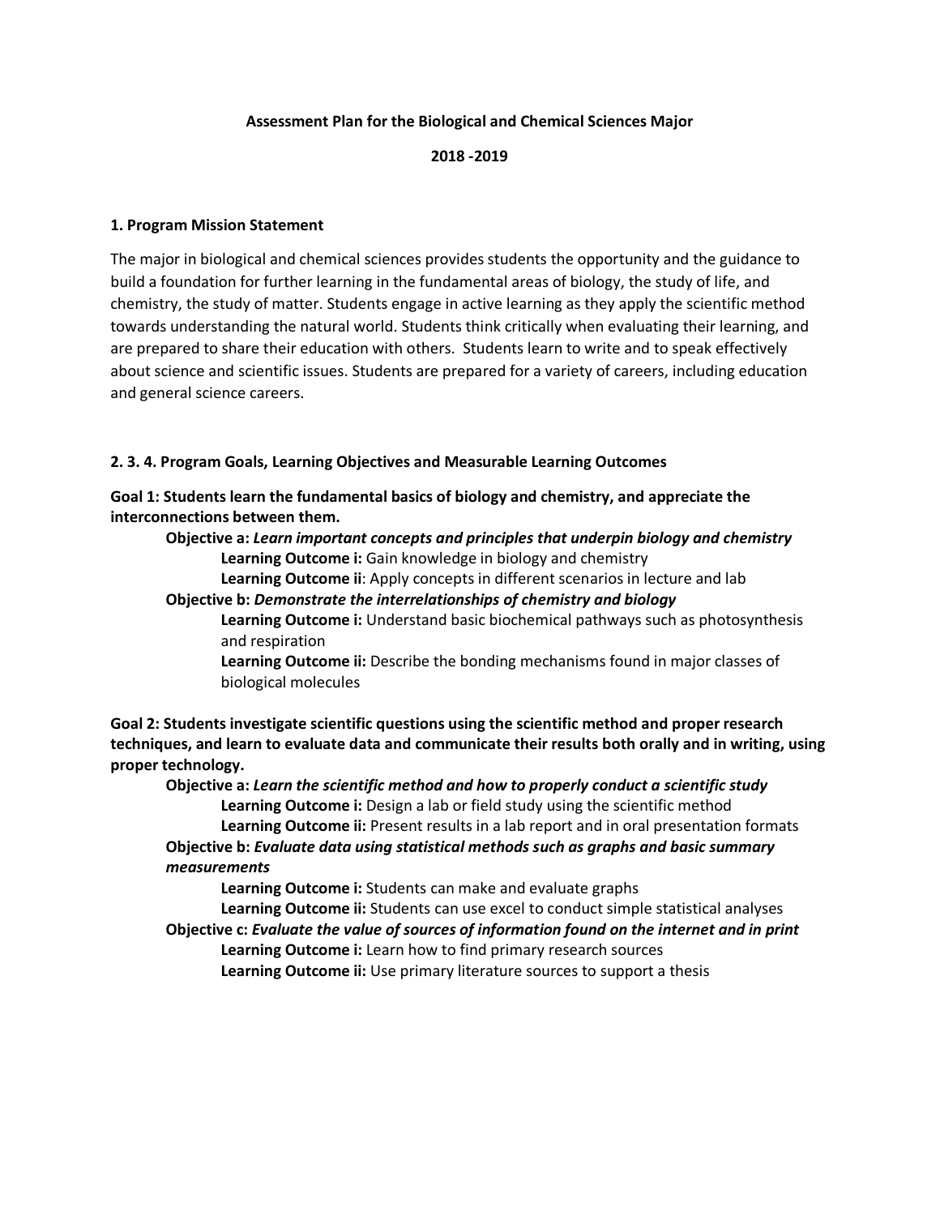# Assessment Plan for the Biological and Chemical Sciences Major

**2018 -2019**

## 1. Program Mission Statement

The major in biological and chemical sciences provides students the opportunity and the guidance to build a foundation for further learning in the fundamental areas of biology, the study of life, and chemistry, the study of matter. Students engage in active learning as they apply the scientific method towards understanding the natural world. Students think critically when evaluating their learning, and are prepared to share their education with others. Students learn to write and to speak effectively about science and scientific issues. Students are prepared for a variety of careers, including education and general science careers.

## 2. 3. 4. Program Goals, Learning Objectives and Measurable Learning Outcomes

**Goal 1: Students learn the fundamental basics of biology and chemistry, and appreciate the interconnections between them.**

- **Objective a:** ***Learn important concepts and principles that underpin biology and chemistry***
  - **Learning Outcome i:** Gain knowledge in biology and chemistry
  - **Learning Outcome ii**: Apply concepts in different scenarios in lecture and lab
- **Objective b:** ***Demonstrate the interrelationships of chemistry and biology***
  - **Learning Outcome i:** Understand basic biochemical pathways such as photosynthesis and respiration
  - **Learning Outcome ii:** Describe the bonding mechanisms found in major classes of biological molecules

**Goal 2: Students investigate scientific questions using the scientific method and proper research techniques, and learn to evaluate data and communicate their results both orally and in writing, using proper technology.**

- **Objective a:** ***Learn the scientific method and how to properly conduct a scientific study***
  - **Learning Outcome i:** Design a lab or field study using the scientific method
  - **Learning Outcome ii:** Present results in a lab report and in oral presentation formats
- **Objective b:** ***Evaluate data using statistical methods such as graphs and basic summary measurements***
  - **Learning Outcome i:** Students can make and evaluate graphs
  - **Learning Outcome ii:** Students can use excel to conduct simple statistical analyses
- **Objective c:** ***Evaluate the value of sources of information found on the internet and in print***
  - **Learning Outcome i:** Learn how to find primary research sources
  - **Learning Outcome ii:** Use primary literature sources to support a thesis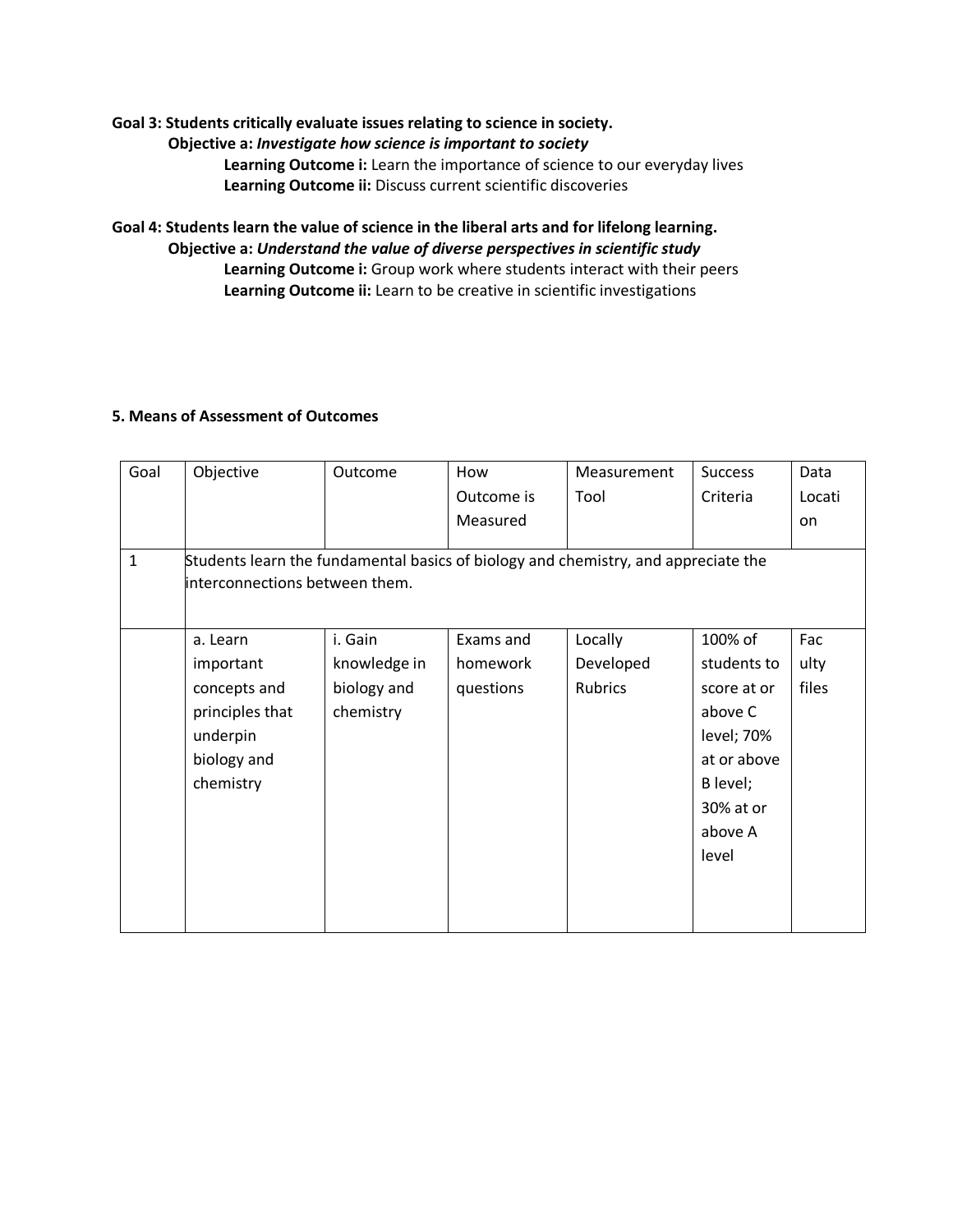**Goal 3: Students critically evaluate issues relating to science in society.**

**Objective a:** ***Investigate how science is important to society***

**Learning Outcome i:** Learn the importance of science to our everyday lives

**Learning Outcome ii:** Discuss current scientific discoveries

**Goal 4: Students learn the value of science in the liberal arts and for lifelong learning.**

**Objective a:** ***Understand the value of diverse perspectives in scientific study***

**Learning Outcome i:** Group work where students interact with their peers

**Learning Outcome ii:** Learn to be creative in scientific investigations

**5. Means of Assessment of Outcomes**

| Goal | Objective | Outcome | How Outcome is Measured | Measurement Tool | Success Criteria | Data Location |
|---|---|---|---|---|---|---|
| 1 | Students learn the fundamental basics of biology and chemistry, and appreciate the interconnections between them. | | | | | |
| | a. Learn important concepts and principles that underpin biology and chemistry | i. Gain knowledge in biology and chemistry | Exams and homework questions | Locally Developed Rubrics | 100% of students to score at or above C level; 70% at or above B level; 30% at or above A level | Faculty files |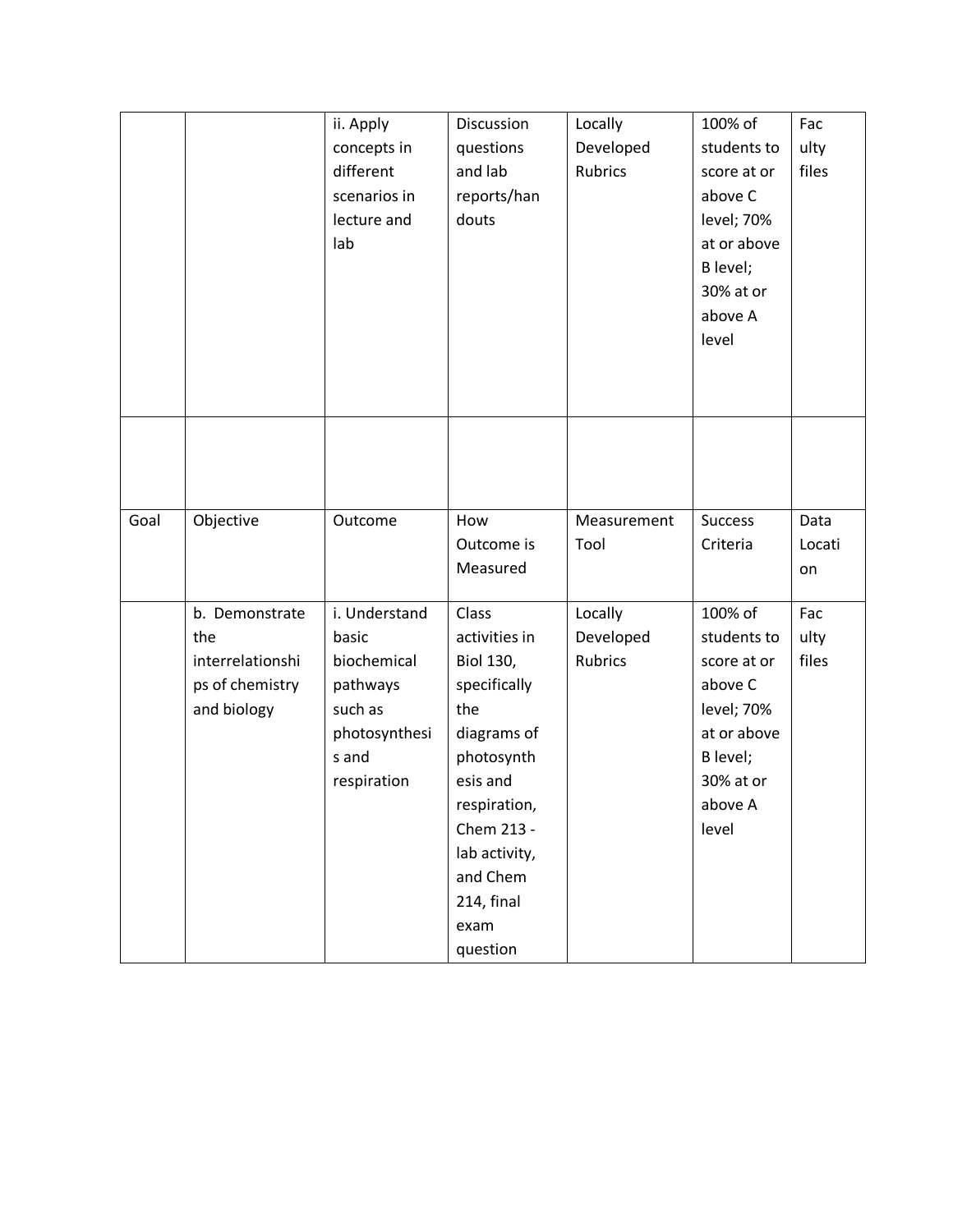| | | | | | | |
|---|---|---|---|---|---|---|
| | | ii. Apply concepts in different scenarios in lecture and lab | Discussion questions and lab reports/handouts | Locally Developed Rubrics | 100% of students to score at or above C level; 70% at or above B level; 30% at or above A level | Faculty files |
| | | | | | | |

| Goal | Objective | Outcome | How Outcome is Measured | Measurement Tool | Success Criteria | Data Location |
|---|---|---|---|---|---|---|
| | b. Demonstrate the interrelationships of chemistry and biology | i. Understand basic biochemical pathways such as photosynthesis and respiration | Class activities in Biol 130, specifically the diagrams of photosynthesis and respiration, Chem 213 - lab activity, and Chem 214, final exam question | Locally Developed Rubrics | 100% of students to score at or above C level; 70% at or above B level; 30% at or above A level | Faculty files |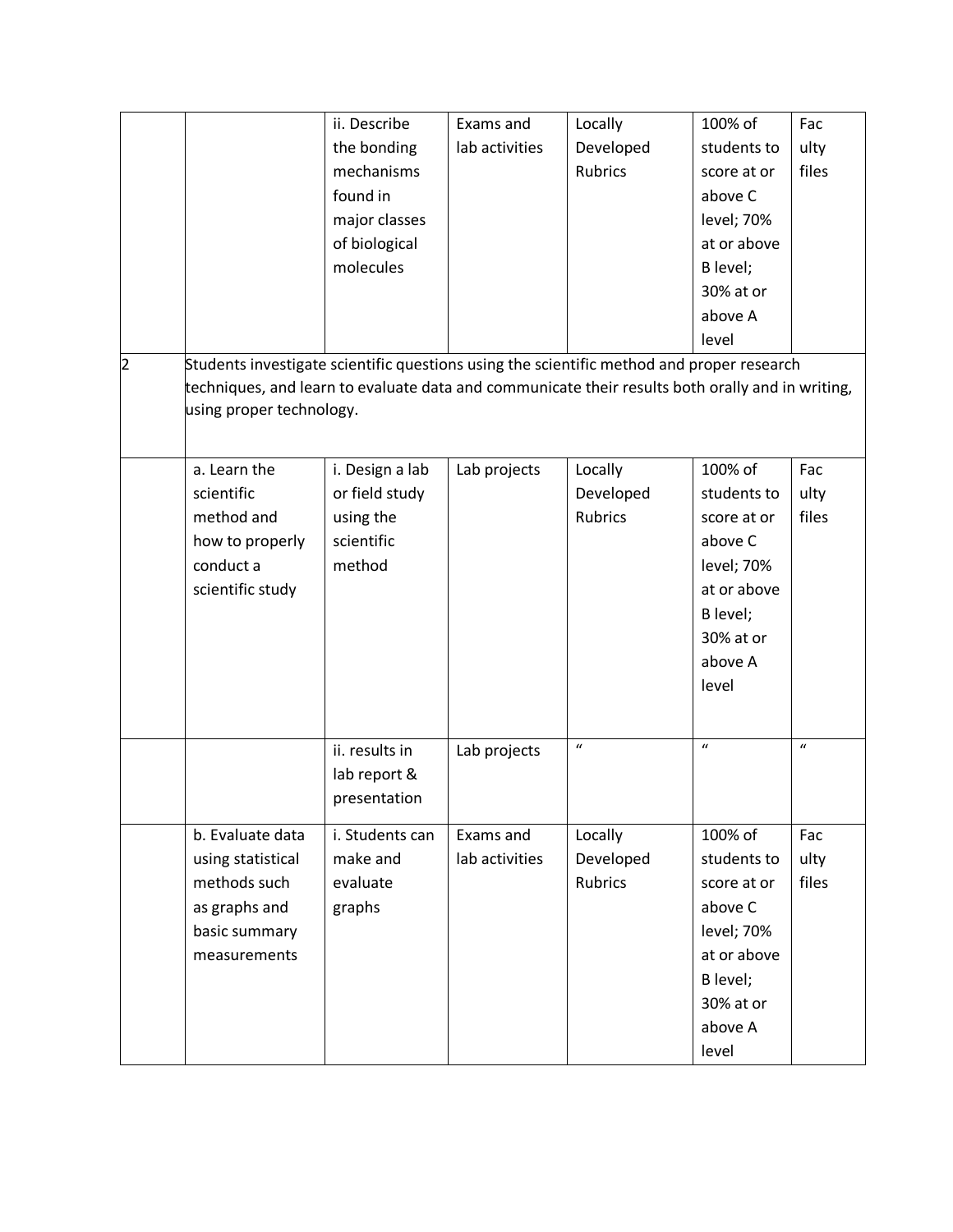| | | | | | | |
|---|---|---|---|---|---|---|
| | | ii. Describe the bonding mechanisms found in major classes of biological molecules | Exams and lab activities | Locally Developed Rubrics | 100% of students to score at or above C level; 70% at or above B level; 30% at or above A level | Faculty files |
| 2 | Students investigate scientific questions using the scientific method and proper research techniques, and learn to evaluate data and communicate their results both orally and in writing, using proper technology. | | | | | |
| | a. Learn the scientific method and how to properly conduct a scientific study | i. Design a lab or field study using the scientific method | Lab projects | Locally Developed Rubrics | 100% of students to score at or above C level; 70% at or above B level; 30% at or above A level | Faculty files |
| | | ii. results in lab report & presentation | Lab projects | " | " | " |
| | b. Evaluate data using statistical methods such as graphs and basic summary measurements | i. Students can make and evaluate graphs | Exams and lab activities | Locally Developed Rubrics | 100% of students to score at or above C level; 70% at or above B level; 30% at or above A level | Faculty files |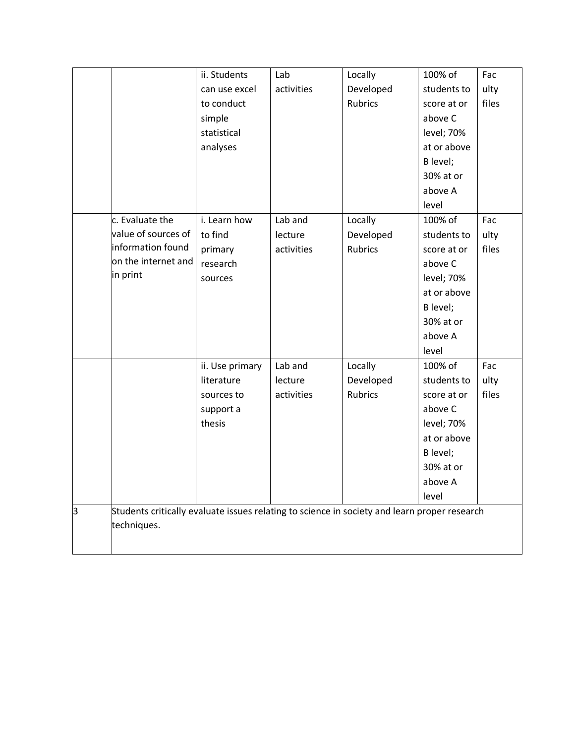| | | | | | | |
|---|---|---|---|---|---|---|
| | | ii. Students can use excel to conduct simple statistical analyses | Lab activities | Locally Developed Rubrics | 100% of students to score at or above C level; 70% at or above B level; 30% at or above A level | Faculty files |
| | c. Evaluate the value of sources of information found on the internet and in print | i. Learn how to find primary research sources | Lab and lecture activities | Locally Developed Rubrics | 100% of students to score at or above C level; 70% at or above B level; 30% at or above A level | Faculty files |
| | | ii. Use primary literature sources to support a thesis | Lab and lecture activities | Locally Developed Rubrics | 100% of students to score at or above C level; 70% at or above B level; 30% at or above A level | Faculty files |
| 3 | Students critically evaluate issues relating to science in society and learn proper research techniques. | | | | | |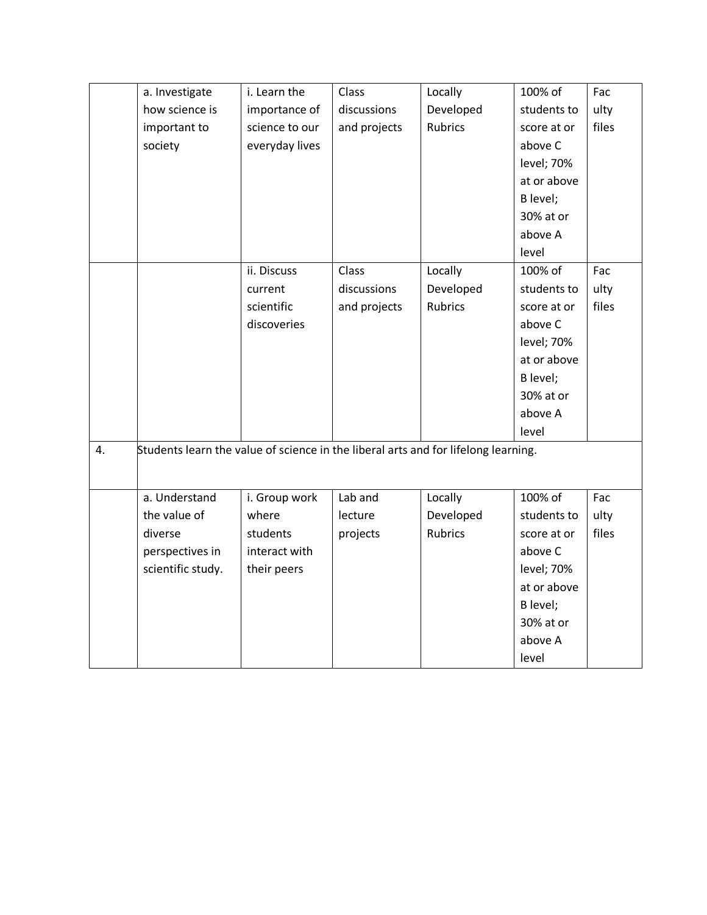| | | | | | | |
|---|---|---|---|---|---|---|
| | a. Investigate how science is important to society | i. Learn the importance of science to our everyday lives | Class discussions and projects | Locally Developed Rubrics | 100% of students to score at or above C level; 70% at or above B level; 30% at or above A level | Faculty files |
| | | ii. Discuss current scientific discoveries | Class discussions and projects | Locally Developed Rubrics | 100% of students to score at or above C level; 70% at or above B level; 30% at or above A level | Faculty files |
| 4. | Students learn the value of science in the liberal arts and for lifelong learning. | | | | | |
| | a. Understand the value of diverse perspectives in scientific study. | i. Group work where students interact with their peers | Lab and lecture projects | Locally Developed Rubrics | 100% of students to score at or above C level; 70% at or above B level; 30% at or above A level | Faculty files |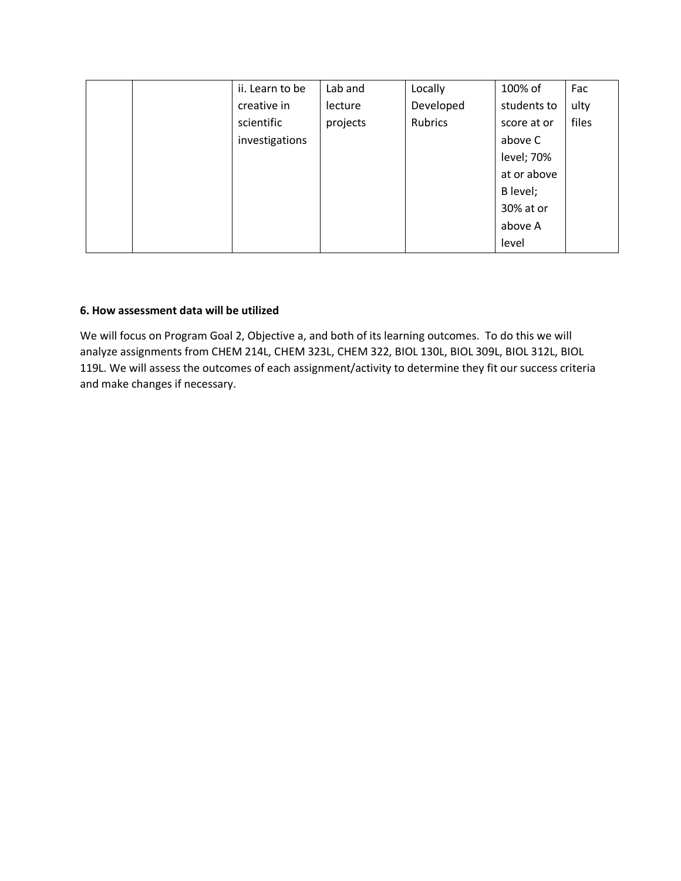| | | | | | | |
|---|---|---|---|---|---|---|
| | | ii. Learn to be creative in scientific investigations | Lab and lecture projects | Locally Developed Rubrics | 100% of students to score at or above C level; 70% at or above B level; 30% at or above A level | Faculty files |

**6. How assessment data will be utilized**

We will focus on Program Goal 2, Objective a, and both of its learning outcomes. To do this we will analyze assignments from CHEM 214L, CHEM 323L, CHEM 322, BIOL 130L, BIOL 309L, BIOL 312L, BIOL 119L. We will assess the outcomes of each assignment/activity to determine they fit our success criteria and make changes if necessary.